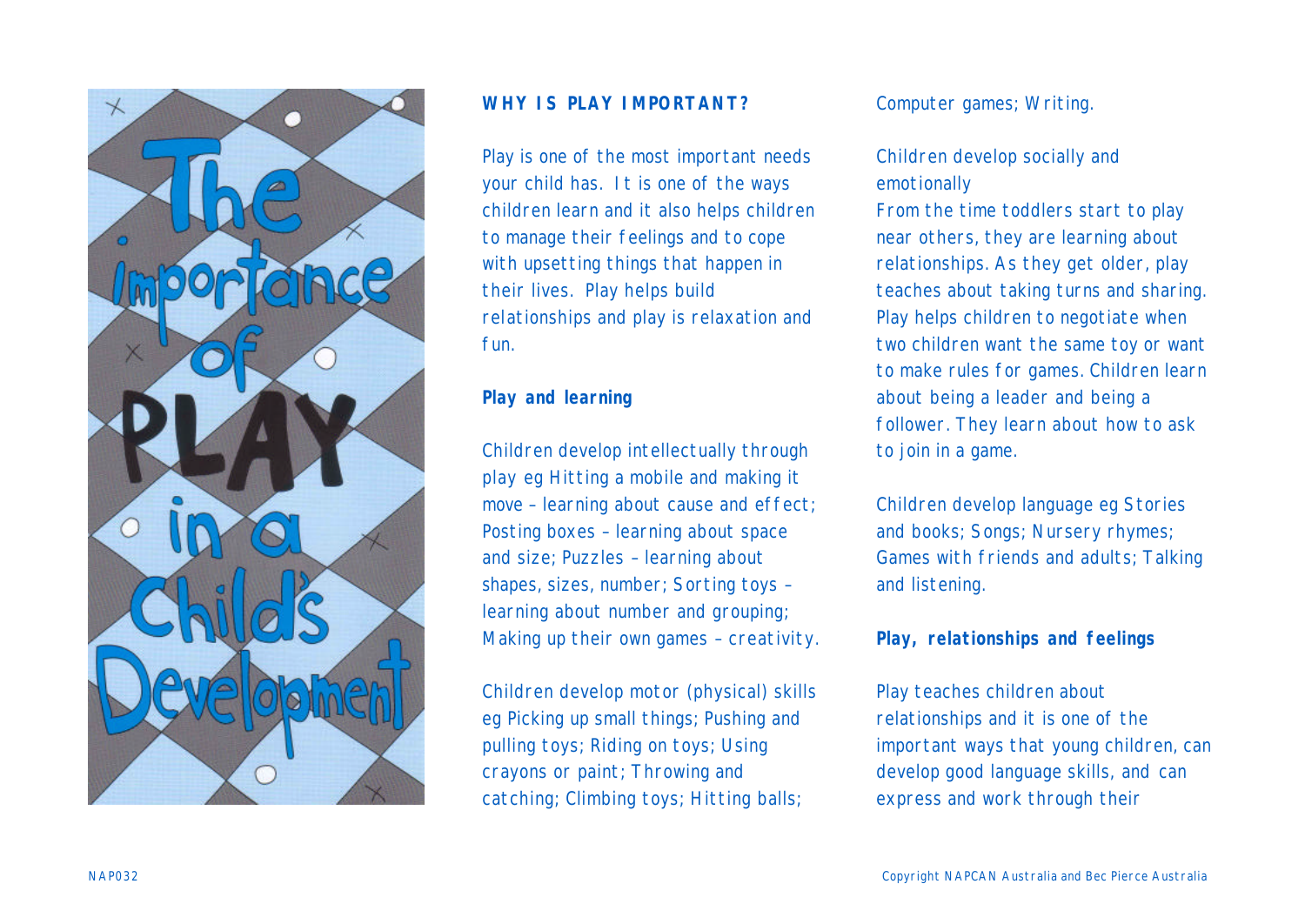# The importance of PLAY in a Child's Development

## WHY IS PLAY IMPORTANT?

Play is one of the most important needs your child has. It is one of the ways children learn and it also helps children to manage their feelings and to cope with upsetting things that happen in their lives. Play helps build relationships and play is relaxation and fun.

### Play and learning

Children develop intellectually through play eg Hitting a mobile and making it move – learning about cause and effect; Posting boxes – learning about space and size; Puzzles – learning about shapes, sizes, number; Sorting toys – learning about number and grouping; Making up their own games – creativity.

Children develop motor (physical) skills eg Picking up small things; Pushing and pulling toys; Riding on toys; Using crayons or paint; Throwing and catching; Climbing toys; Hitting balls; Computer games; Writing.

Children develop socially and emotionally
From the time toddlers start to play near others, they are learning about relationships. As they get older, play teaches about taking turns and sharing. Play helps children to negotiate when two children want the same toy or want to make rules for games. Children learn about being a leader and being a follower. They learn about how to ask to join in a game.

Children develop language eg Stories and books; Songs; Nursery rhymes; Games with friends and adults; Talking and listening.

### Play, relationships and feelings

Play teaches children about relationships and it is one of the important ways that young children, can develop good language skills, and can express and work through their

NAP032

Copyright NAPCAN Australia and Bec Pierce Australia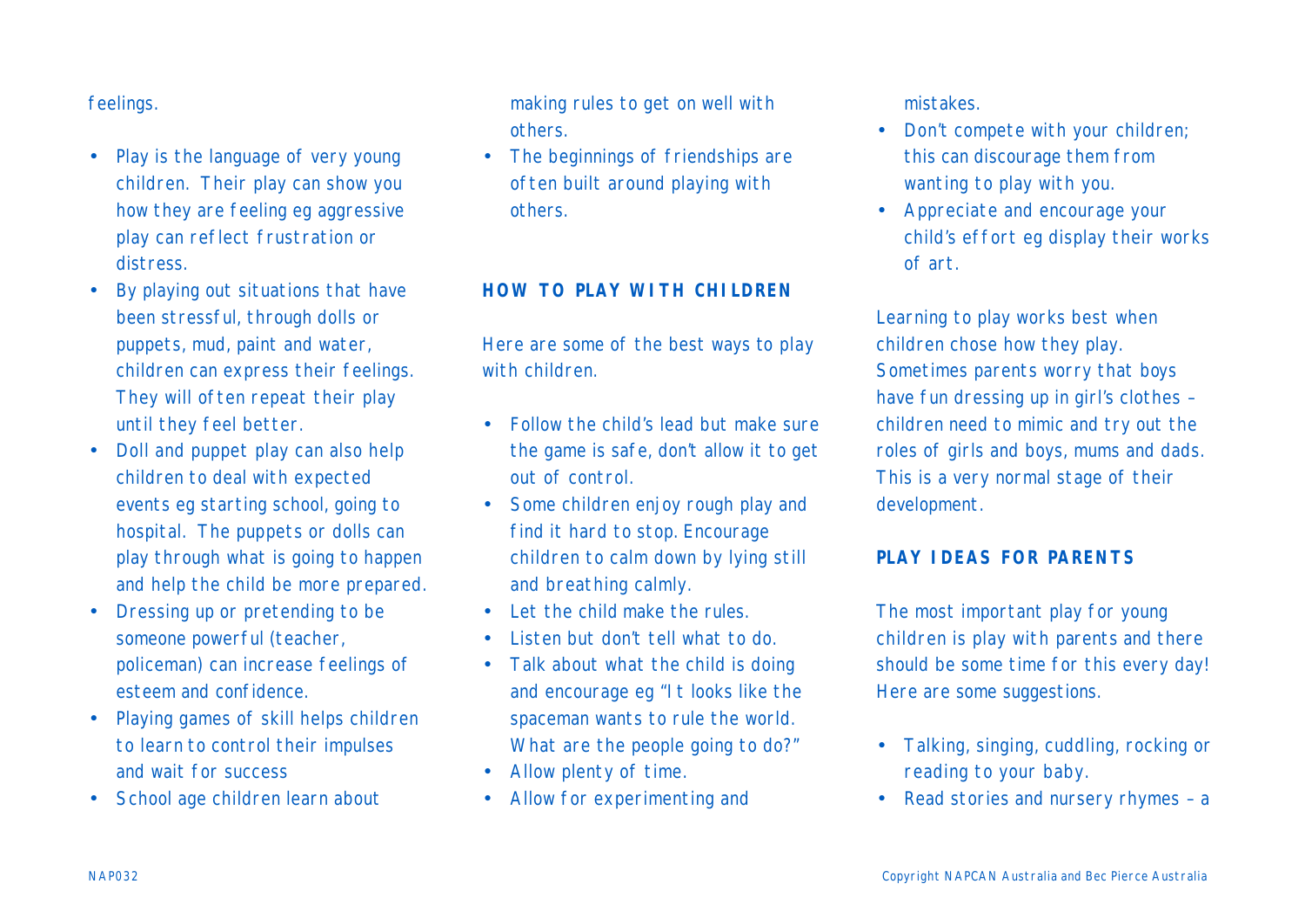feelings.

- Play is the language of very young children. Their play can show you how they are feeling eg aggressive play can reflect frustration or distress.
- By playing out situations that have been stressful, through dolls or puppets, mud, paint and water, children can express their feelings. They will often repeat their play until they feel better.
- Doll and puppet play can also help children to deal with expected events eg starting school, going to hospital. The puppets or dolls can play through what is going to happen and help the child be more prepared.
- Dressing up or pretending to be someone powerful (teacher, policeman) can increase feelings of esteem and confidence.
- Playing games of skill helps children to learn to control their impulses and wait for success
- School age children learn about making rules to get on well with others.
- The beginnings of friendships are often built around playing with others.

## HOW TO PLAY WITH CHILDREN

Here are some of the best ways to play with children.

- Follow the child's lead but make sure the game is safe, don't allow it to get out of control.
- Some children enjoy rough play and find it hard to stop. Encourage children to calm down by lying still and breathing calmly.
- Let the child make the rules.
- Listen but don't tell what to do.
- Talk about what the child is doing and encourage eg "It looks like the spaceman wants to rule the world. What are the people going to do?"
- Allow plenty of time.
- Allow for experimenting and mistakes.
- Don't compete with your children; this can discourage them from wanting to play with you.
- Appreciate and encourage your child's effort eg display their works of art.

Learning to play works best when children chose how they play. Sometimes parents worry that boys have fun dressing up in girl's clothes – children need to mimic and try out the roles of girls and boys, mums and dads. This is a very normal stage of their development.

## PLAY IDEAS FOR PARENTS

The most important play for young children is play with parents and there should be some time for this every day! Here are some suggestions.

- Talking, singing, cuddling, rocking or reading to your baby.
- Read stories and nursery rhymes – a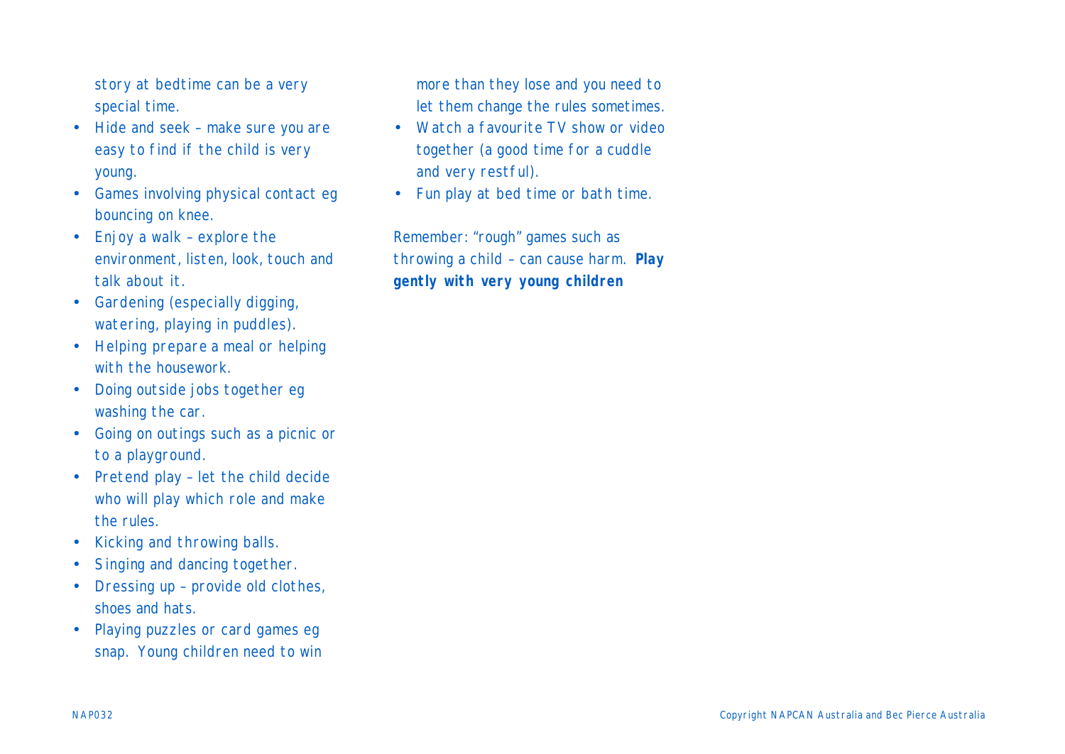story at bedtime can be a very special time.

- Hide and seek – make sure you are easy to find if the child is very young.
- Games involving physical contact eg bouncing on knee.
- Enjoy a walk – explore the environment, listen, look, touch and talk about it.
- Gardening (especially digging, watering, playing in puddles).
- Helping prepare a meal or helping with the housework.
- Doing outside jobs together eg washing the car.
- Going on outings such as a picnic or to a playground.
- Pretend play – let the child decide who will play which role and make the rules.
- Kicking and throwing balls.
- Singing and dancing together.
- Dressing up – provide old clothes, shoes and hats.
- Playing puzzles or card games eg snap. Young children need to win more than they lose and you need to let them change the rules sometimes.
- Watch a favourite TV show or video together (a good time for a cuddle and very restful).
- Fun play at bed time or bath time.

Remember: "rough" games such as throwing a child – can cause harm. **Play gently with very young children**